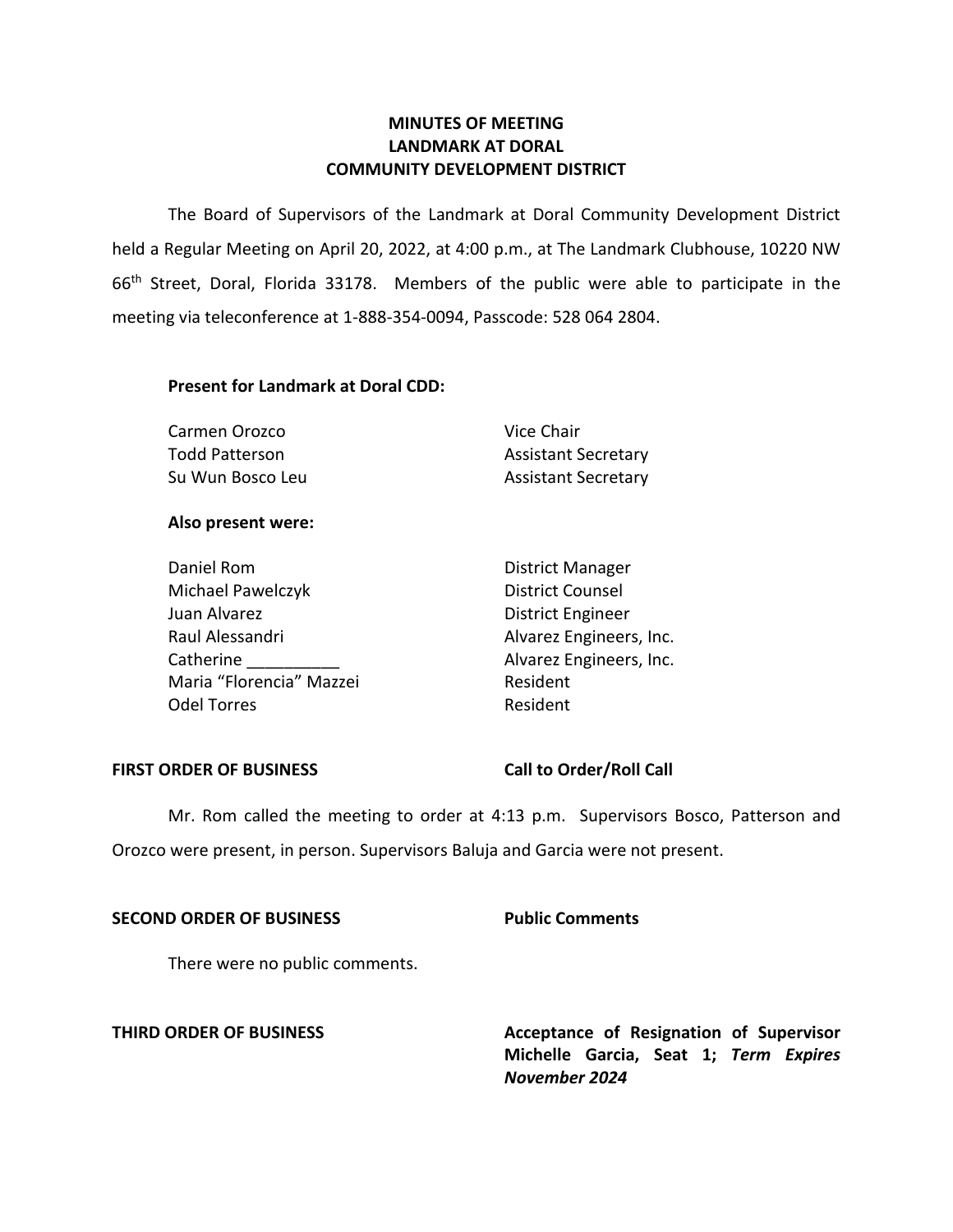# MINUTES OF MEETING
# LANDMARK AT DORAL
# COMMUNITY DEVELOPMENT DISTRICT

The Board of Supervisors of the Landmark at Doral Community Development District held a Regular Meeting on April 20, 2022, at 4:00 p.m., at The Landmark Clubhouse, 10220 NW 66th Street, Doral, Florida 33178. Members of the public were able to participate in the meeting via teleconference at 1-888-354-0094, Passcode: 528 064 2804.

**Present for Landmark at Doral CDD:**

| | |
|---|---|
| Carmen Orozco | Vice Chair |
| Todd Patterson | Assistant Secretary |
| Su Wun Bosco Leu | Assistant Secretary |

**Also present were:**

| | |
|---|---|
| Daniel Rom | District Manager |
| Michael Pawelczyk | District Counsel |
| Juan Alvarez | District Engineer |
| Raul Alessandri | Alvarez Engineers, Inc. |
| Catherine __________ | Alvarez Engineers, Inc. |
| Maria "Florencia" Mazzei | Resident |
| Odel Torres | Resident |

**FIRST ORDER OF BUSINESS** **Call to Order/Roll Call**

Mr. Rom called the meeting to order at 4:13 p.m. Supervisors Bosco, Patterson and Orozco were present, in person. Supervisors Baluja and Garcia were not present.

**SECOND ORDER OF BUSINESS** **Public Comments**

There were no public comments.

**THIRD ORDER OF BUSINESS** **Acceptance of Resignation of Supervisor Michelle Garcia, Seat 1; *Term Expires November 2024***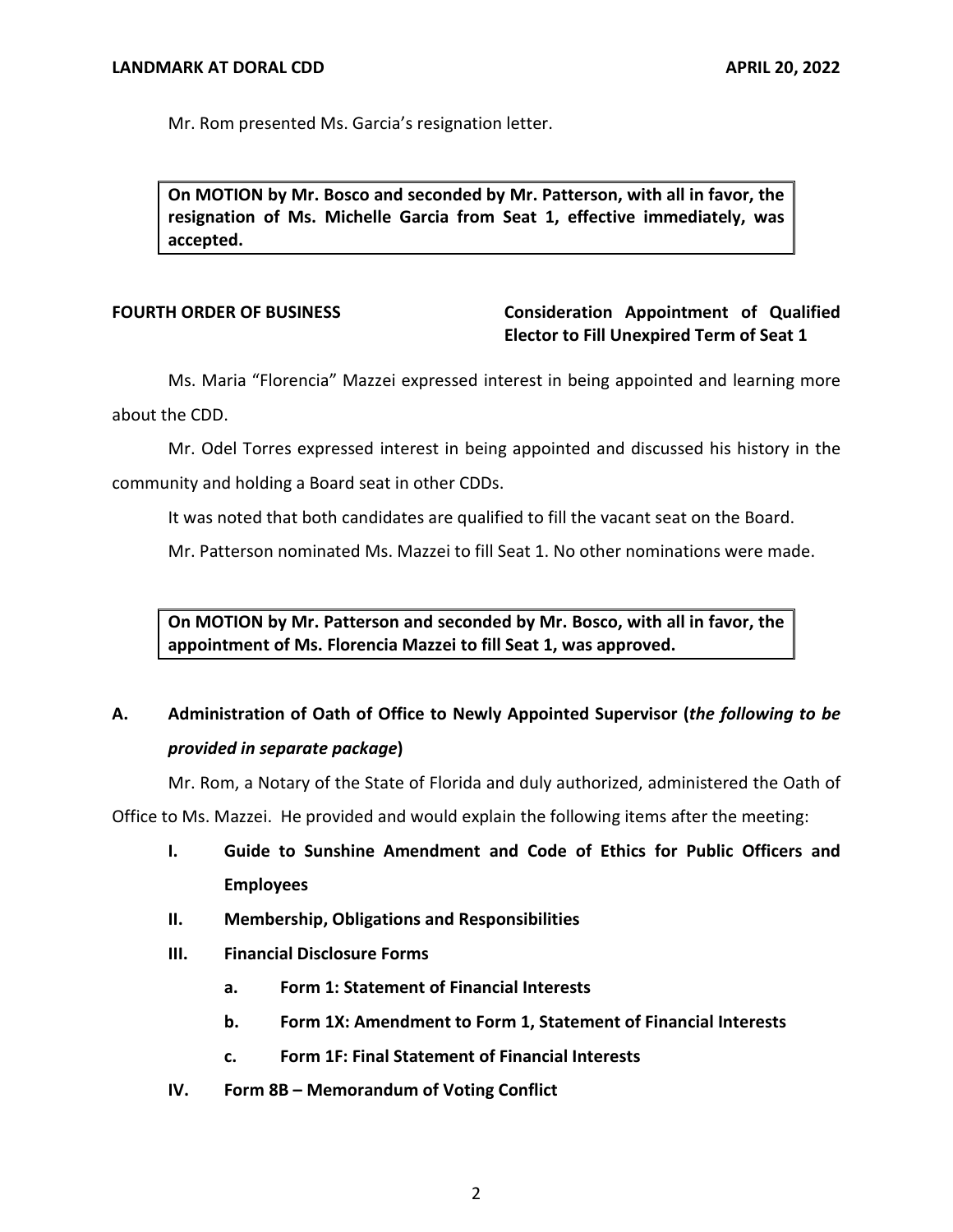Mr. Rom presented Ms. Garcia's resignation letter.

> **On MOTION by Mr. Bosco and seconded by Mr. Patterson, with all in favor, the resignation of Ms. Michelle Garcia from Seat 1, effective immediately, was accepted.**

**FOURTH ORDER OF BUSINESS** **Consideration Appointment of Qualified Elector to Fill Unexpired Term of Seat 1**

Ms. Maria "Florencia" Mazzei expressed interest in being appointed and learning more about the CDD.

Mr. Odel Torres expressed interest in being appointed and discussed his history in the community and holding a Board seat in other CDDs.

It was noted that both candidates are qualified to fill the vacant seat on the Board.

Mr. Patterson nominated Ms. Mazzei to fill Seat 1. No other nominations were made.

> **On MOTION by Mr. Patterson and seconded by Mr. Bosco, with all in favor, the appointment of Ms. Florencia Mazzei to fill Seat 1, was approved.**

**A. Administration of Oath of Office to Newly Appointed Supervisor (*the following to be provided in separate package*)**

Mr. Rom, a Notary of the State of Florida and duly authorized, administered the Oath of Office to Ms. Mazzei. He provided and would explain the following items after the meeting:

- **I. Guide to Sunshine Amendment and Code of Ethics for Public Officers and Employees**
- **II. Membership, Obligations and Responsibilities**
- **III. Financial Disclosure Forms**
  - **a. Form 1: Statement of Financial Interests**
  - **b. Form 1X: Amendment to Form 1, Statement of Financial Interests**
  - **c. Form 1F: Final Statement of Financial Interests**
- **IV. Form 8B – Memorandum of Voting Conflict**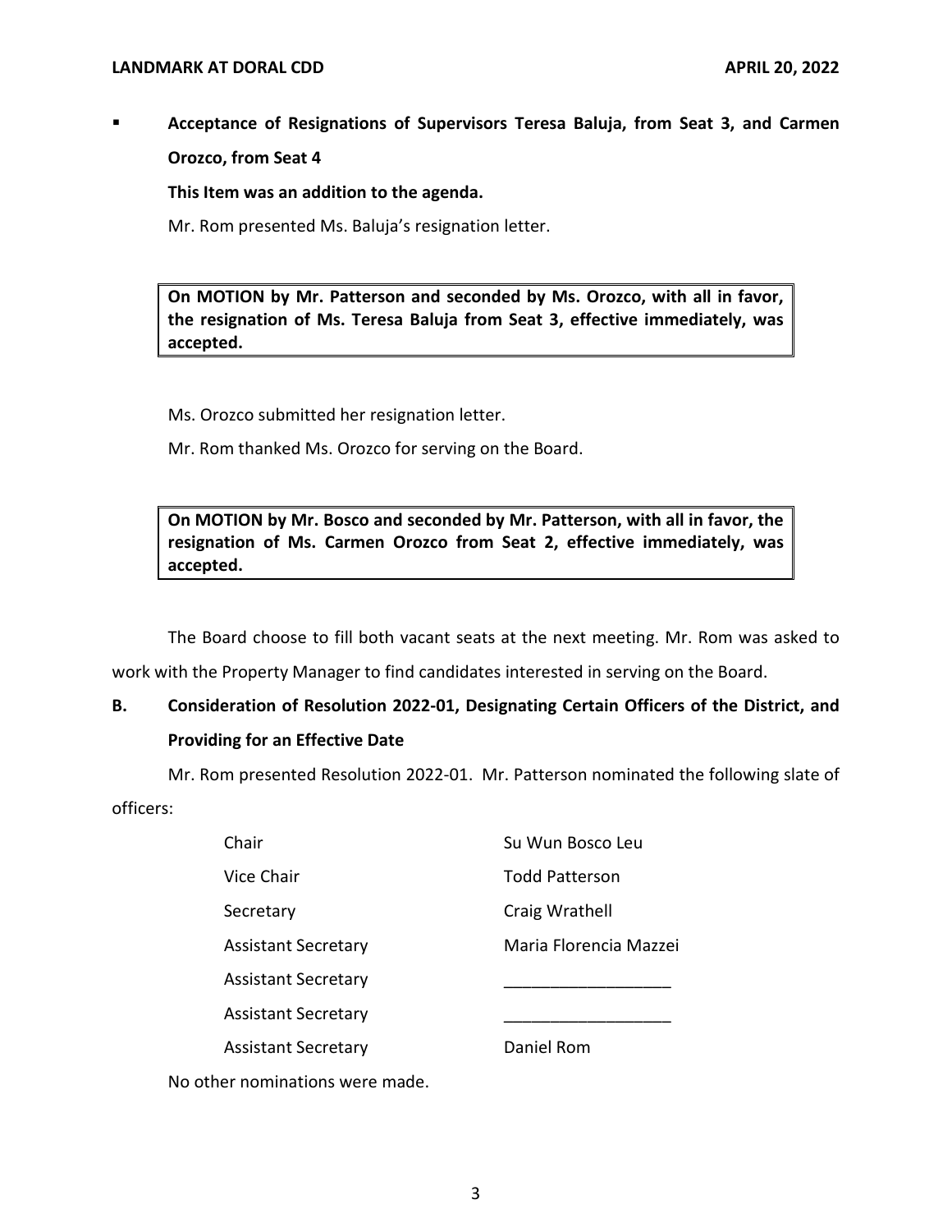- **Acceptance of Resignations of Supervisors Teresa Baluja, from Seat 3, and Carmen Orozco, from Seat 4**

  **This Item was an addition to the agenda.**

  Mr. Rom presented Ms. Baluja's resignation letter.

> **On MOTION by Mr. Patterson and seconded by Ms. Orozco, with all in favor, the resignation of Ms. Teresa Baluja from Seat 3, effective immediately, was accepted.**

Ms. Orozco submitted her resignation letter.

Mr. Rom thanked Ms. Orozco for serving on the Board.

> **On MOTION by Mr. Bosco and seconded by Mr. Patterson, with all in favor, the resignation of Ms. Carmen Orozco from Seat 2, effective immediately, was accepted.**

The Board choose to fill both vacant seats at the next meeting. Mr. Rom was asked to work with the Property Manager to find candidates interested in serving on the Board.

**B. Consideration of Resolution 2022-01, Designating Certain Officers of the District, and Providing for an Effective Date**

Mr. Rom presented Resolution 2022-01. Mr. Patterson nominated the following slate of officers:

| | |
|---|---|
| Chair | Su Wun Bosco Leu |
| Vice Chair | Todd Patterson |
| Secretary | Craig Wrathell |
| Assistant Secretary | Maria Florencia Mazzei |
| Assistant Secretary | __________________ |
| Assistant Secretary | __________________ |
| Assistant Secretary | Daniel Rom |

No other nominations were made.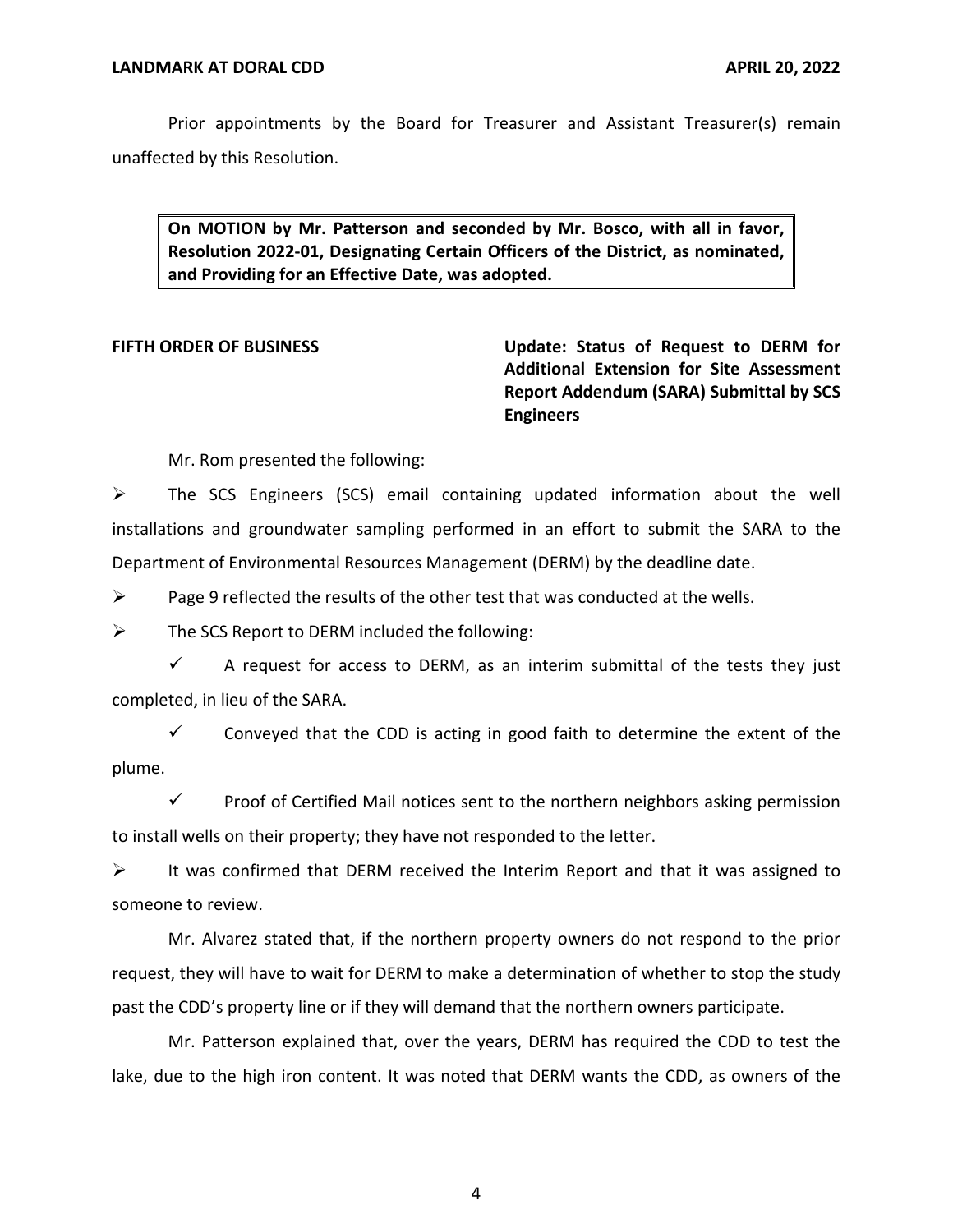Prior appointments by the Board for Treasurer and Assistant Treasurer(s) remain unaffected by this Resolution.

> **On MOTION by Mr. Patterson and seconded by Mr. Bosco, with all in favor, Resolution 2022-01, Designating Certain Officers of the District, as nominated, and Providing for an Effective Date, was adopted.**

**FIFTH ORDER OF BUSINESS** **Update: Status of Request to DERM for Additional Extension for Site Assessment Report Addendum (SARA) Submittal by SCS Engineers**

Mr. Rom presented the following:

- The SCS Engineers (SCS) email containing updated information about the well installations and groundwater sampling performed in an effort to submit the SARA to the Department of Environmental Resources Management (DERM) by the deadline date.
- Page 9 reflected the results of the other test that was conducted at the wells.
- The SCS Report to DERM included the following:
  - ✓ A request for access to DERM, as an interim submittal of the tests they just completed, in lieu of the SARA.
  - ✓ Conveyed that the CDD is acting in good faith to determine the extent of the plume.
  - ✓ Proof of Certified Mail notices sent to the northern neighbors asking permission to install wells on their property; they have not responded to the letter.
- It was confirmed that DERM received the Interim Report and that it was assigned to someone to review.

Mr. Alvarez stated that, if the northern property owners do not respond to the prior request, they will have to wait for DERM to make a determination of whether to stop the study past the CDD's property line or if they will demand that the northern owners participate.

Mr. Patterson explained that, over the years, DERM has required the CDD to test the lake, due to the high iron content. It was noted that DERM wants the CDD, as owners of the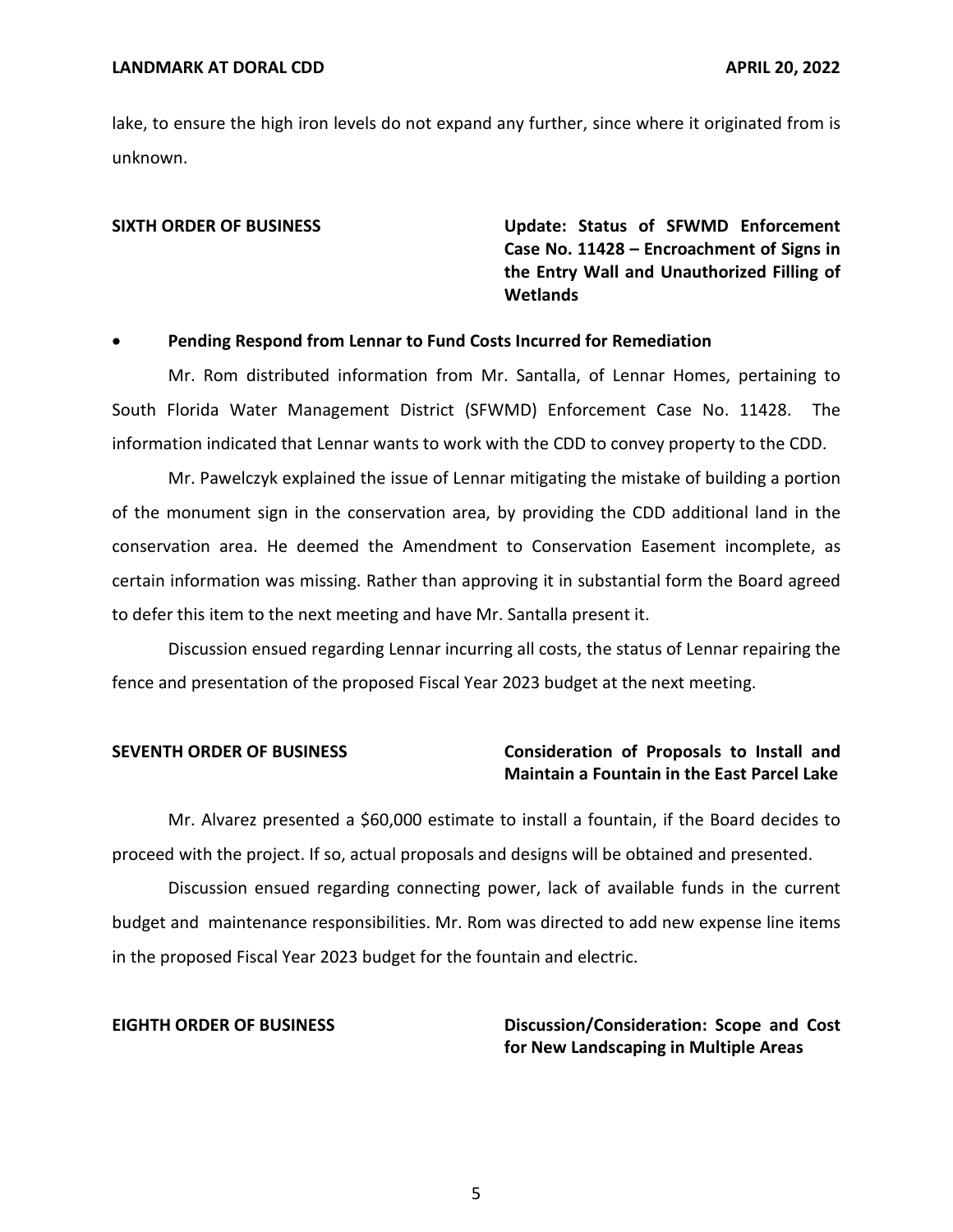lake, to ensure the high iron levels do not expand any further, since where it originated from is unknown.

**SIXTH ORDER OF BUSINESS** **Update: Status of SFWMD Enforcement Case No. 11428 – Encroachment of Signs in the Entry Wall and Unauthorized Filling of Wetlands**

- **Pending Respond from Lennar to Fund Costs Incurred for Remediation**

Mr. Rom distributed information from Mr. Santalla, of Lennar Homes, pertaining to South Florida Water Management District (SFWMD) Enforcement Case No. 11428. The information indicated that Lennar wants to work with the CDD to convey property to the CDD.

Mr. Pawelczyk explained the issue of Lennar mitigating the mistake of building a portion of the monument sign in the conservation area, by providing the CDD additional land in the conservation area. He deemed the Amendment to Conservation Easement incomplete, as certain information was missing. Rather than approving it in substantial form the Board agreed to defer this item to the next meeting and have Mr. Santalla present it.

Discussion ensued regarding Lennar incurring all costs, the status of Lennar repairing the fence and presentation of the proposed Fiscal Year 2023 budget at the next meeting.

**SEVENTH ORDER OF BUSINESS** **Consideration of Proposals to Install and Maintain a Fountain in the East Parcel Lake**

Mr. Alvarez presented a $60,000 estimate to install a fountain, if the Board decides to proceed with the project. If so, actual proposals and designs will be obtained and presented.

Discussion ensued regarding connecting power, lack of available funds in the current budget and maintenance responsibilities. Mr. Rom was directed to add new expense line items in the proposed Fiscal Year 2023 budget for the fountain and electric.

**EIGHTH ORDER OF BUSINESS** **Discussion/Consideration: Scope and Cost for New Landscaping in Multiple Areas**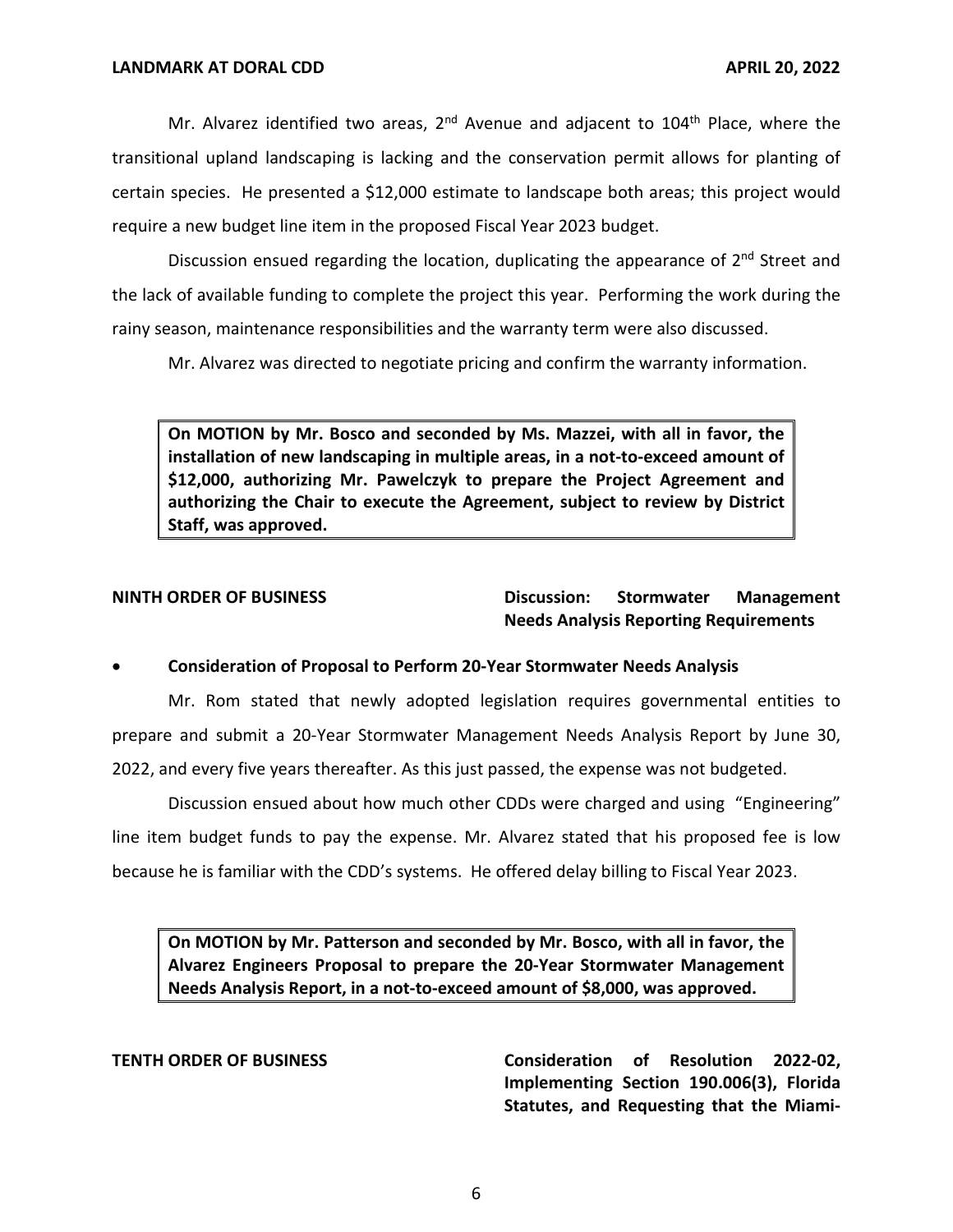Mr. Alvarez identified two areas, 2nd Avenue and adjacent to 104th Place, where the transitional upland landscaping is lacking and the conservation permit allows for planting of certain species. He presented a $12,000 estimate to landscape both areas; this project would require a new budget line item in the proposed Fiscal Year 2023 budget.

Discussion ensued regarding the location, duplicating the appearance of 2nd Street and the lack of available funding to complete the project this year. Performing the work during the rainy season, maintenance responsibilities and the warranty term were also discussed.

Mr. Alvarez was directed to negotiate pricing and confirm the warranty information.

> **On MOTION by Mr. Bosco and seconded by Ms. Mazzei, with all in favor, the installation of new landscaping in multiple areas, in a not-to-exceed amount of $12,000, authorizing Mr. Pawelczyk to prepare the Project Agreement and authorizing the Chair to execute the Agreement, subject to review by District Staff, was approved.**

**NINTH ORDER OF BUSINESS** — **Discussion: Stormwater Management Needs Analysis Reporting Requirements**

- **Consideration of Proposal to Perform 20-Year Stormwater Needs Analysis**

Mr. Rom stated that newly adopted legislation requires governmental entities to prepare and submit a 20-Year Stormwater Management Needs Analysis Report by June 30, 2022, and every five years thereafter. As this just passed, the expense was not budgeted.

Discussion ensued about how much other CDDs were charged and using "Engineering" line item budget funds to pay the expense. Mr. Alvarez stated that his proposed fee is low because he is familiar with the CDD's systems. He offered delay billing to Fiscal Year 2023.

> **On MOTION by Mr. Patterson and seconded by Mr. Bosco, with all in favor, the Alvarez Engineers Proposal to prepare the 20-Year Stormwater Management Needs Analysis Report, in a not-to-exceed amount of $8,000, was approved.**

**TENTH ORDER OF BUSINESS** — **Consideration of Resolution 2022-02, Implementing Section 190.006(3), Florida Statutes, and Requesting that the Miami-**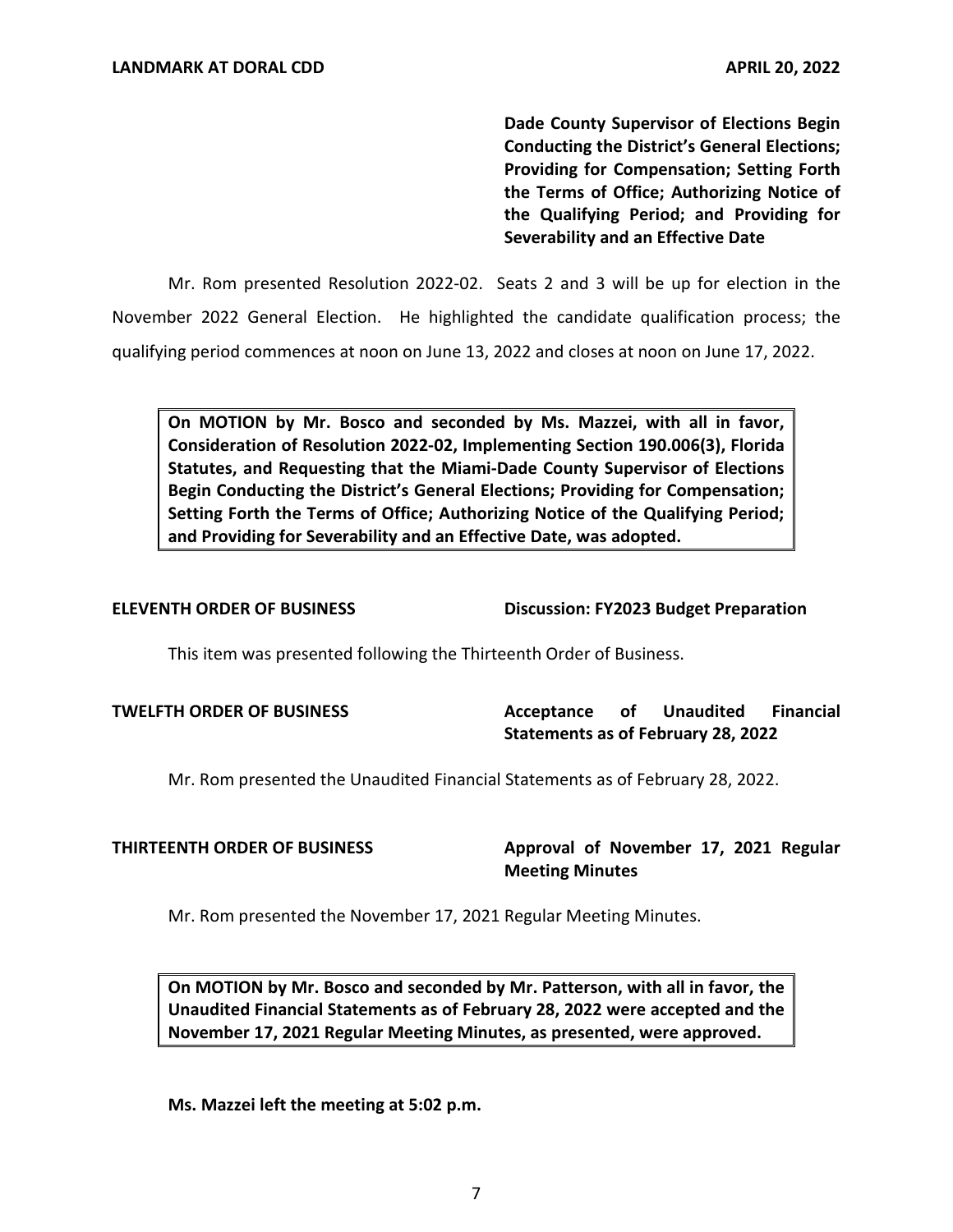**Dade County Supervisor of Elections Begin Conducting the District's General Elections; Providing for Compensation; Setting Forth the Terms of Office; Authorizing Notice of the Qualifying Period; and Providing for Severability and an Effective Date**

Mr. Rom presented Resolution 2022-02. Seats 2 and 3 will be up for election in the November 2022 General Election. He highlighted the candidate qualification process; the qualifying period commences at noon on June 13, 2022 and closes at noon on June 17, 2022.

> **On MOTION by Mr. Bosco and seconded by Ms. Mazzei, with all in favor, Consideration of Resolution 2022-02, Implementing Section 190.006(3), Florida Statutes, and Requesting that the Miami-Dade County Supervisor of Elections Begin Conducting the District's General Elections; Providing for Compensation; Setting Forth the Terms of Office; Authorizing Notice of the Qualifying Period; and Providing for Severability and an Effective Date, was adopted.**

**ELEVENTH ORDER OF BUSINESS** **Discussion: FY2023 Budget Preparation**

This item was presented following the Thirteenth Order of Business.

**TWELFTH ORDER OF BUSINESS** **Acceptance of Unaudited Financial Statements as of February 28, 2022**

Mr. Rom presented the Unaudited Financial Statements as of February 28, 2022.

**THIRTEENTH ORDER OF BUSINESS** **Approval of November 17, 2021 Regular Meeting Minutes**

Mr. Rom presented the November 17, 2021 Regular Meeting Minutes.

> **On MOTION by Mr. Bosco and seconded by Mr. Patterson, with all in favor, the Unaudited Financial Statements as of February 28, 2022 were accepted and the November 17, 2021 Regular Meeting Minutes, as presented, were approved.**

**Ms. Mazzei left the meeting at 5:02 p.m.**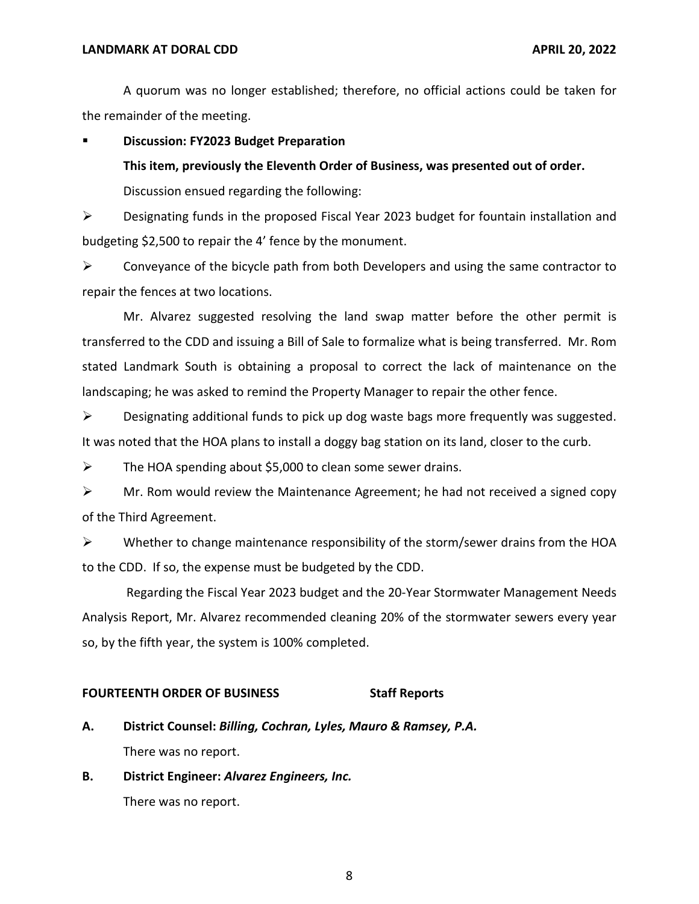A quorum was no longer established; therefore, no official actions could be taken for the remainder of the meeting.

- **Discussion: FY2023 Budget Preparation**

  **This item, previously the Eleventh Order of Business, was presented out of order.**

  Discussion ensued regarding the following:

➢ Designating funds in the proposed Fiscal Year 2023 budget for fountain installation and budgeting $2,500 to repair the 4' fence by the monument.

➢ Conveyance of the bicycle path from both Developers and using the same contractor to repair the fences at two locations.

Mr. Alvarez suggested resolving the land swap matter before the other permit is transferred to the CDD and issuing a Bill of Sale to formalize what is being transferred. Mr. Rom stated Landmark South is obtaining a proposal to correct the lack of maintenance on the landscaping; he was asked to remind the Property Manager to repair the other fence.

➢ Designating additional funds to pick up dog waste bags more frequently was suggested. It was noted that the HOA plans to install a doggy bag station on its land, closer to the curb.

➢ The HOA spending about $5,000 to clean some sewer drains.

➢ Mr. Rom would review the Maintenance Agreement; he had not received a signed copy of the Third Agreement.

➢ Whether to change maintenance responsibility of the storm/sewer drains from the HOA to the CDD. If so, the expense must be budgeted by the CDD.

Regarding the Fiscal Year 2023 budget and the 20-Year Stormwater Management Needs Analysis Report, Mr. Alvarez recommended cleaning 20% of the stormwater sewers every year so, by the fifth year, the system is 100% completed.

**FOURTEENTH ORDER OF BUSINESS Staff Reports**

**A. District Counsel:** ***Billing, Cochran, Lyles, Mauro & Ramsey, P.A.***

There was no report.

**B. District Engineer:** ***Alvarez Engineers, Inc.***

There was no report.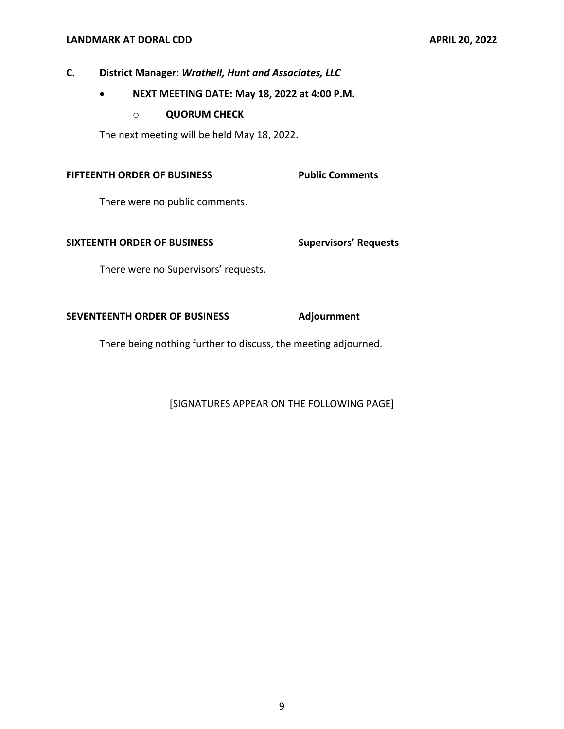**C. District Manager**: ***Wrathell, Hunt and Associates, LLC***

- **NEXT MEETING DATE: May 18, 2022 at 4:00 P.M.**
  - **QUORUM CHECK**

The next meeting will be held May 18, 2022.

**FIFTEENTH ORDER OF BUSINESS** **Public Comments**

There were no public comments.

**SIXTEENTH ORDER OF BUSINESS** **Supervisors' Requests**

There were no Supervisors' requests.

**SEVENTEENTH ORDER OF BUSINESS** **Adjournment**

There being nothing further to discuss, the meeting adjourned.

[SIGNATURES APPEAR ON THE FOLLOWING PAGE]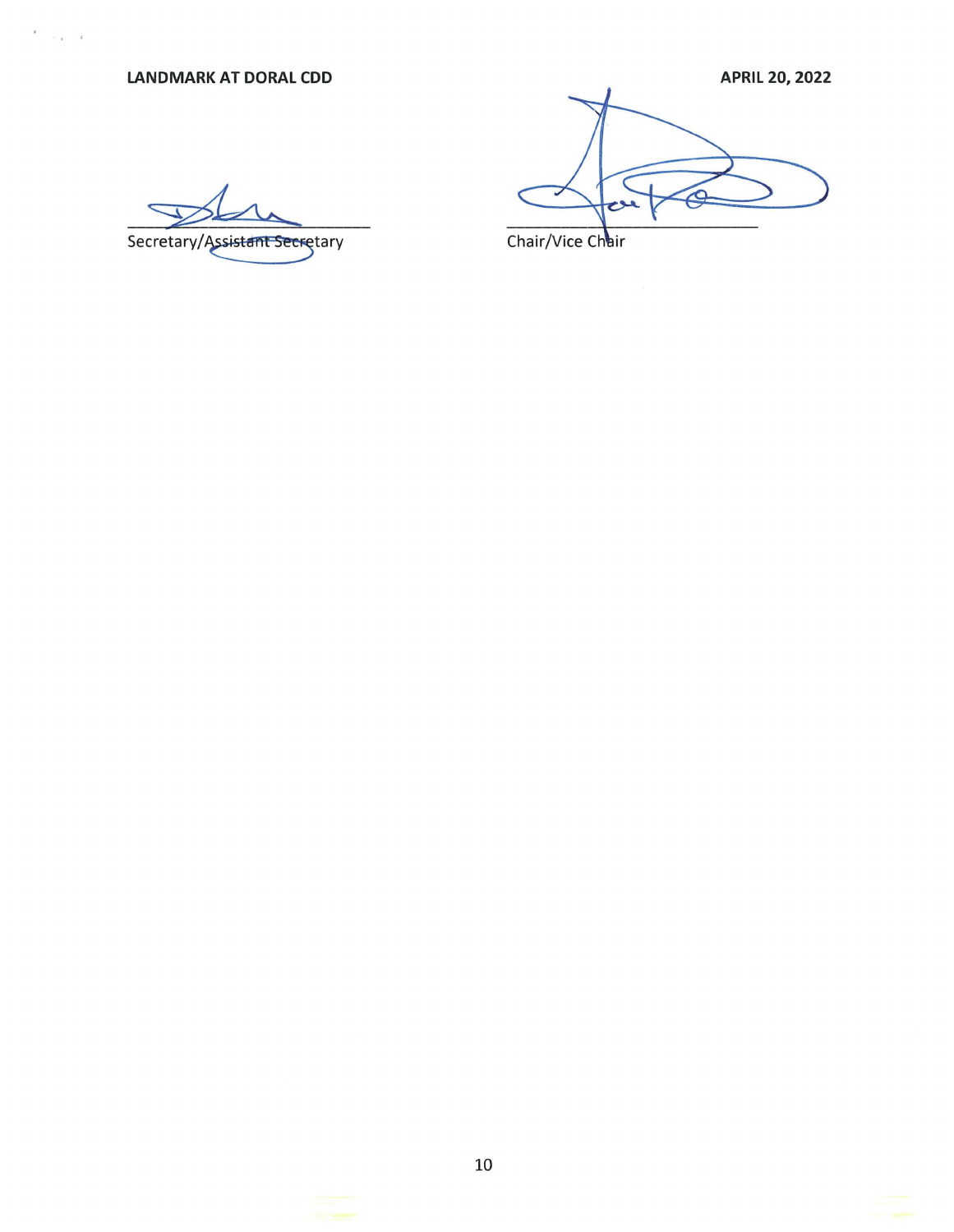**LANDMARK AT DORAL CDD** **APRIL 20, 2022**

______________________________
Secretary/Assistant Secretary

______________________________
Chair/Vice Chair